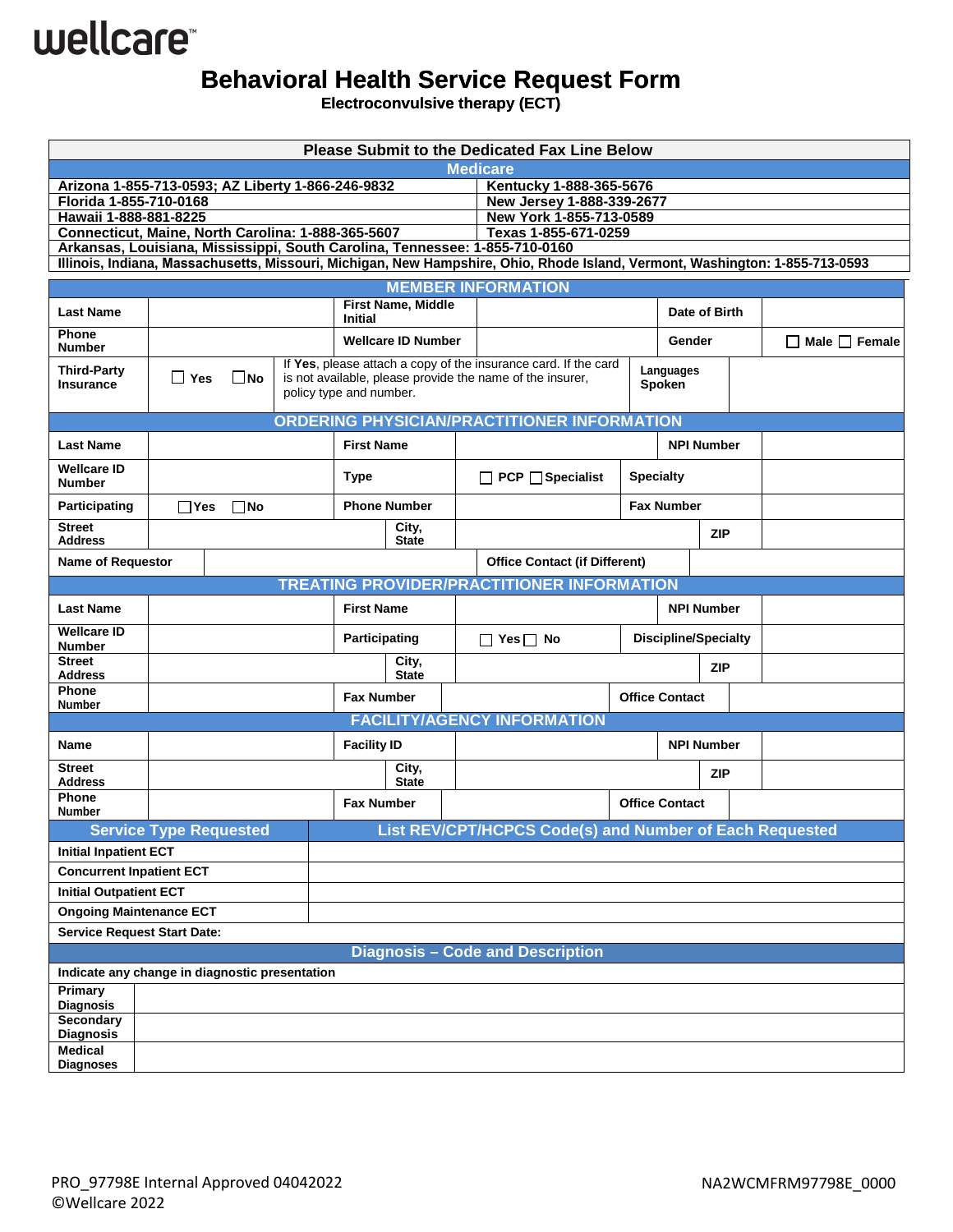wellcare

# Behavioral Health Service Request Form

**Electroconvulsive therapy (ECT)**

| Please Submit to the Dedicated Fax Line Below | |
|---|---|
| **Medicare** | |
| Arizona 1-855-713-0593; AZ Liberty 1-866-246-9832 | Kentucky 1-888-365-5676 |
| Florida 1-855-710-0168 | New Jersey 1-888-339-2677 |
| Hawaii 1-888-881-8225 | New York 1-855-713-0589 |
| Connecticut, Maine, North Carolina: 1-888-365-5607 | Texas 1-855-671-0259 |
| Arkansas, Louisiana, Mississippi, South Carolina, Tennessee: 1-855-710-0160 | |
| Illinois, Indiana, Massachusetts, Missouri, Michigan, New Hampshire, Ohio, Rhode Island, Vermont, Washington: 1-855-713-0593 | |

## MEMBER INFORMATION

| | | | | | |
|---|---|---|---|---|---|
| **Last Name** | | **First Name, Middle Initial** | | **Date of Birth** | |
| **Phone Number** | | **Wellcare ID Number** | | **Gender** | ☐ Male ☐ Female |
| **Third-Party Insurance** | ☐ Yes ☐ No | If **Yes**, please attach a copy of the insurance card. If the card is not available, please provide the name of the insurer, policy type and number. | | **Languages Spoken** | |

## ORDERING PHYSICIAN/PRACTITIONER INFORMATION

| | | | | | |
|---|---|---|---|---|---|
| **Last Name** | | **First Name** | | **NPI Number** | |
| **Wellcare ID Number** | | **Type** | ☐ PCP ☐ Specialist | **Specialty** | |
| **Participating** | ☐ Yes ☐ No | **Phone Number** | | **Fax Number** | |
| **Street Address** | | **City, State** | | **ZIP** | |
| **Name of Requestor** | | | **Office Contact (if Different)** | | |

## TREATING PROVIDER/PRACTITIONER INFORMATION

| | | | | | |
|---|---|---|---|---|---|
| **Last Name** | | **First Name** | | **NPI Number** | |
| **Wellcare ID Number** | | **Participating** | ☐ Yes ☐ No | **Discipline/Specialty** | |
| **Street Address** | | **City, State** | | **ZIP** | |
| **Phone Number** | | **Fax Number** | | **Office Contact** | |

## FACILITY/AGENCY INFORMATION

| | | | | | |
|---|---|---|---|---|---|
| **Name** | | **Facility ID** | | **NPI Number** | |
| **Street Address** | | **City, State** | | **ZIP** | |
| **Phone Number** | | **Fax Number** | | **Office Contact** | |

| Service Type Requested | List REV/CPT/HCPCS Code(s) and Number of Each Requested |
|---|---|
| **Initial Inpatient ECT** | |
| **Concurrent Inpatient ECT** | |
| **Initial Outpatient ECT** | |
| **Ongoing Maintenance ECT** | |
| **Service Request Start Date:** | |

## Diagnosis – Code and Description

**Indicate any change in diagnostic presentation**

| | |
|---|---|
| **Primary Diagnosis** | |
| **Secondary Diagnosis** | |
| **Medical Diagnoses** | |

PRO_97798E Internal Approved 04042022
©Wellcare 2022

NA2WCMFRM97798E_0000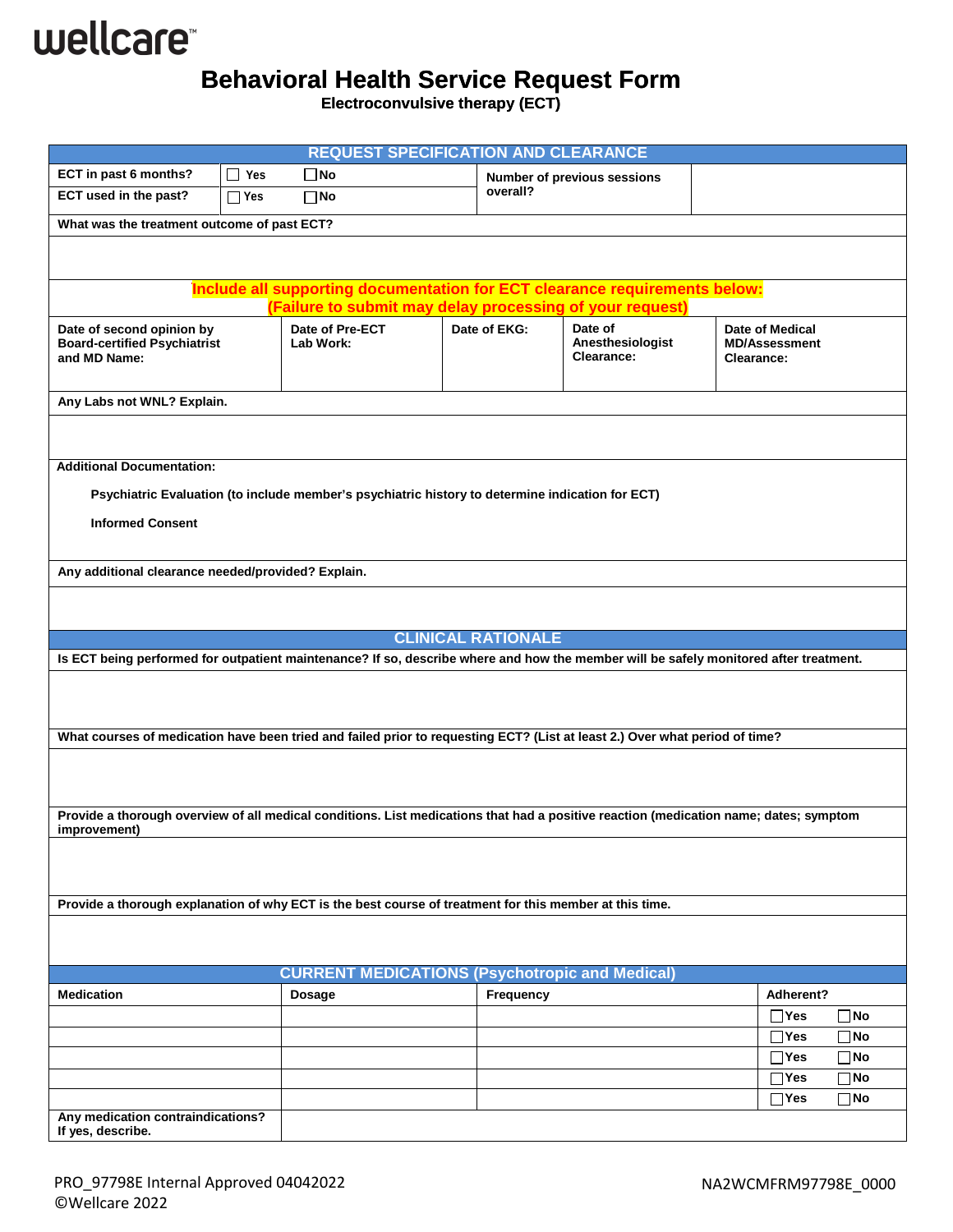wellcare™

# Behavioral Health Service Request Form

**Electroconvulsive therapy (ECT)**

## REQUEST SPECIFICATION AND CLEARANCE

| | | | | |
|---|---|---|---|---|
| **ECT in past 6 months?** | ☐ Yes | ☐ No | **Number of previous sessions overall?** | |
| **ECT used in the past?** | ☐ Yes | ☐ No | | |

**What was the treatment outcome of past ECT?**

**Include all supporting documentation for ECT clearance requirements below:**
**(Failure to submit may delay processing of your request)**

| **Date of second opinion by Board-certified Psychiatrist and MD Name:** | **Date of Pre-ECT Lab Work:** | **Date of EKG:** | **Date of Anesthesiologist Clearance:** | **Date of Medical MD/Assessment Clearance:** |
|---|---|---|---|---|
| | | | | |

**Any Labs not WNL? Explain.**

**Additional Documentation:**

**Psychiatric Evaluation (to include member's psychiatric history to determine indication for ECT)**

**Informed Consent**

**Any additional clearance needed/provided? Explain.**

## CLINICAL RATIONALE

**Is ECT being performed for outpatient maintenance? If so, describe where and how the member will be safely monitored after treatment.**

**What courses of medication have been tried and failed prior to requesting ECT? (List at least 2.) Over what period of time?**

**Provide a thorough overview of all medical conditions. List medications that had a positive reaction (medication name; dates; symptom improvement)**

**Provide a thorough explanation of why ECT is the best course of treatment for this member at this time.**

## CURRENT MEDICATIONS (Psychotropic and Medical)

| **Medication** | **Dosage** | **Frequency** | **Adherent?** |
|---|---|---|---|
| | | | ☐ Yes ☐ No |
| | | | ☐ Yes ☐ No |
| | | | ☐ Yes ☐ No |
| | | | ☐ Yes ☐ No |
| | | | ☐ Yes ☐ No |
| **Any medication contraindications? If yes, describe.** | | | |

PRO_97798E Internal Approved 04042022
©Wellcare 2022

NA2WCMFRM97798E_0000